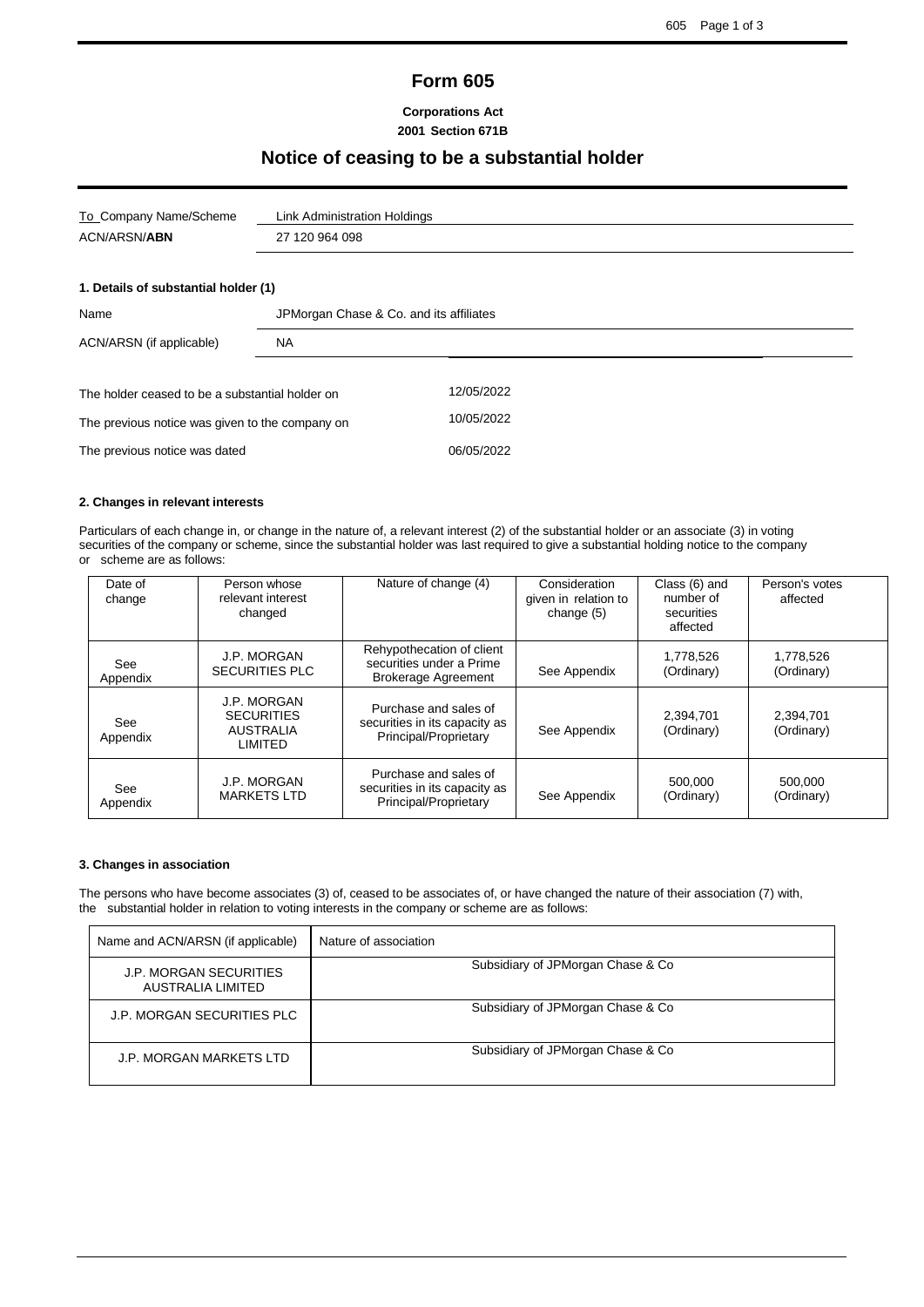# Form 605

**Corporations Act**
**2001 Section 671B**

## Notice of ceasing to be a substantial holder

| | |
|---|---|
| To Company Name/Scheme | Link Administration Holdings |
| ACN/ARSN/**ABN** | 27 120 964 098 |

### 1. Details of substantial holder (1)

| | |
|---|---|
| Name | JPMorgan Chase & Co. and its affiliates |
| ACN/ARSN (if applicable) | NA |

| | |
|---|---|
| The holder ceased to be a substantial holder on | 12/05/2022 |
| The previous notice was given to the company on | 10/05/2022 |
| The previous notice was dated | 06/05/2022 |

### 2. Changes in relevant interests

Particulars of each change in, or change in the nature of, a relevant interest (2) of the substantial holder or an associate (3) in voting securities of the company or scheme, since the substantial holder was last required to give a substantial holding notice to the company or scheme are as follows:

| Date of change | Person whose relevant interest changed | Nature of change (4) | Consideration given in relation to change (5) | Class (6) and number of securities affected | Person's votes affected |
|---|---|---|---|---|---|
| See Appendix | J.P. MORGAN SECURITIES PLC | Rehypothecation of client securities under a Prime Brokerage Agreement | See Appendix | 1,778,526 (Ordinary) | 1,778,526 (Ordinary) |
| See Appendix | J.P. MORGAN SECURITIES AUSTRALIA LIMITED | Purchase and sales of securities in its capacity as Principal/Proprietary | See Appendix | 2,394,701 (Ordinary) | 2,394,701 (Ordinary) |
| See Appendix | J.P. MORGAN MARKETS LTD | Purchase and sales of securities in its capacity as Principal/Proprietary | See Appendix | 500,000 (Ordinary) | 500,000 (Ordinary) |

### 3. Changes in association

The persons who have become associates (3) of, ceased to be associates of, or have changed the nature of their association (7) with, the substantial holder in relation to voting interests in the company or scheme are as follows:

| Name and ACN/ARSN (if applicable) | Nature of association |
|---|---|
| J.P. MORGAN SECURITIES AUSTRALIA LIMITED | Subsidiary of JPMorgan Chase & Co |
| J.P. MORGAN SECURITIES PLC | Subsidiary of JPMorgan Chase & Co |
| J.P. MORGAN MARKETS LTD | Subsidiary of JPMorgan Chase & Co |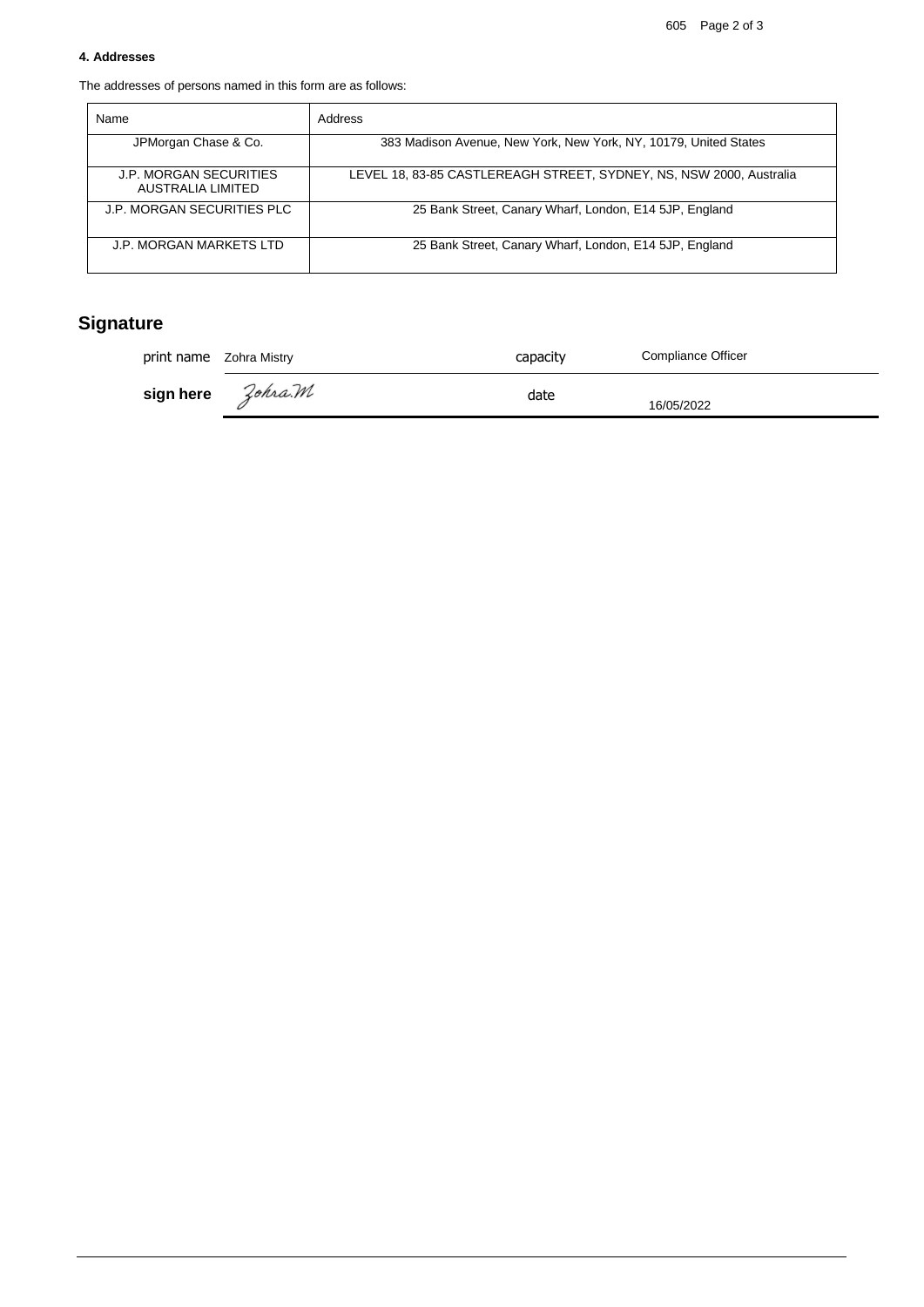#### 4. Addresses

The addresses of persons named in this form are as follows:

| Name | Address |
| --- | --- |
| JPMorgan Chase & Co. | 383 Madison Avenue, New York, New York, NY, 10179, United States |
| J.P. MORGAN SECURITIES AUSTRALIA LIMITED | LEVEL 18, 83-85 CASTLEREAGH STREET, SYDNEY, NS, NSW 2000, Australia |
| J.P. MORGAN SECURITIES PLC | 25 Bank Street, Canary Wharf, London, E14 5JP, England |
| J.P. MORGAN MARKETS LTD | 25 Bank Street, Canary Wharf, London, E14 5JP, England |

## Signature

| | | | |
| --- | --- | --- | --- |
| print name | Zohra Mistry | capacity | Compliance Officer |
| **sign here** | Zohra.M | date | 16/05/2022 |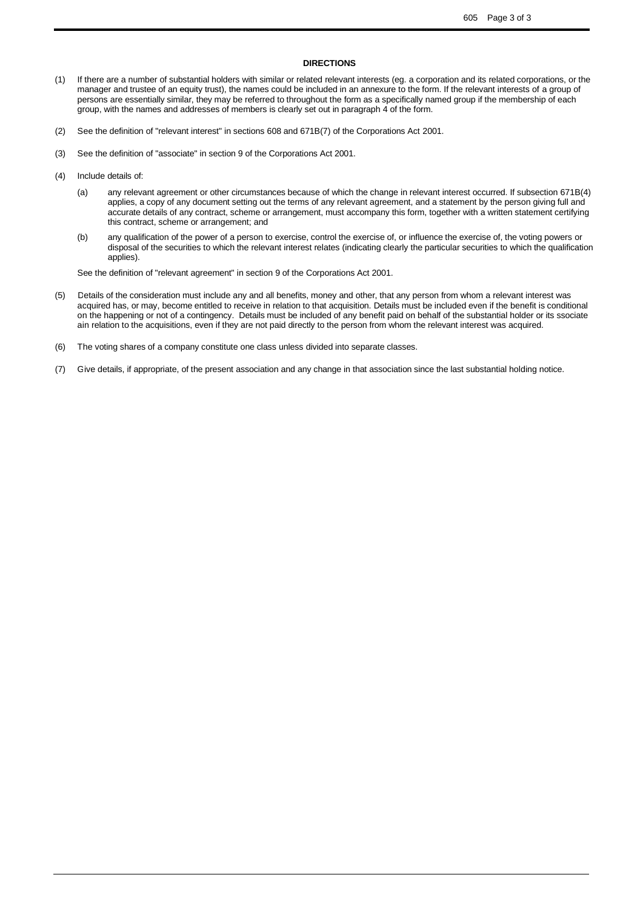## DIRECTIONS

(1) If there are a number of substantial holders with similar or related relevant interests (eg. a corporation and its related corporations, or the manager and trustee of an equity trust), the names could be included in an annexure to the form. If the relevant interests of a group of persons are essentially similar, they may be referred to throughout the form as a specifically named group if the membership of each group, with the names and addresses of members is clearly set out in paragraph 4 of the form.

(2) See the definition of "relevant interest" in sections 608 and 671B(7) of the Corporations Act 2001.

(3) See the definition of "associate" in section 9 of the Corporations Act 2001.

(4) Include details of:

(a) any relevant agreement or other circumstances because of which the change in relevant interest occurred. If subsection 671B(4) applies, a copy of any document setting out the terms of any relevant agreement, and a statement by the person giving full and accurate details of any contract, scheme or arrangement, must accompany this form, together with a written statement certifying this contract, scheme or arrangement; and

(b) any qualification of the power of a person to exercise, control the exercise of, or influence the exercise of, the voting powers or disposal of the securities to which the relevant interest relates (indicating clearly the particular securities to which the qualification applies).

See the definition of "relevant agreement" in section 9 of the Corporations Act 2001.

(5) Details of the consideration must include any and all benefits, money and other, that any person from whom a relevant interest was acquired has, or may, become entitled to receive in relation to that acquisition. Details must be included even if the benefit is conditional on the happening or not of a contingency. Details must be included of any benefit paid on behalf of the substantial holder or its ssociate ain relation to the acquisitions, even if they are not paid directly to the person from whom the relevant interest was acquired.

(6) The voting shares of a company constitute one class unless divided into separate classes.

(7) Give details, if appropriate, of the present association and any change in that association since the last substantial holding notice.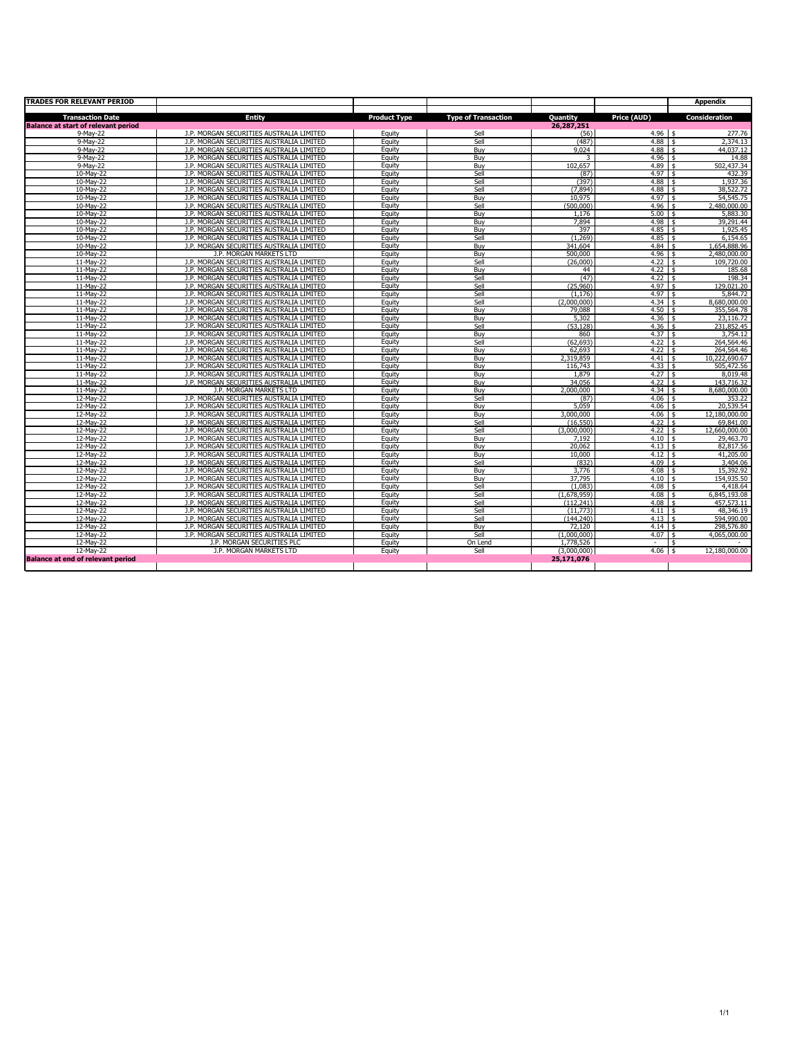| TRADES FOR RELEVANT PERIOD | | | | | | Appendix |
|---|---|---|---|---|---|---|
| **Transaction Date** | **Entity** | **Product Type** | **Type of Transaction** | **Quantity** | **Price (AUD)** | **Consideration** |
| **Balance at start of relevant period** | | | | **26,287,251** | | |
| 9-May-22 | J.P. MORGAN SECURITIES AUSTRALIA LIMITED | Equity | Sell | (56) | 4.96 | $ 277.76 |
| 9-May-22 | J.P. MORGAN SECURITIES AUSTRALIA LIMITED | Equity | Sell | (487) | 4.88 | $ 2,374.13 |
| 9-May-22 | J.P. MORGAN SECURITIES AUSTRALIA LIMITED | Equity | Buy | 9,024 | 4.88 | $ 44,037.12 |
| 9-May-22 | J.P. MORGAN SECURITIES AUSTRALIA LIMITED | Equity | Buy | 3 | 4.96 | $ 14.88 |
| 9-May-22 | J.P. MORGAN SECURITIES AUSTRALIA LIMITED | Equity | Buy | 102,657 | 4.89 | $ 502,437.34 |
| 10-May-22 | J.P. MORGAN SECURITIES AUSTRALIA LIMITED | Equity | Sell | (87) | 4.97 | $ 432.39 |
| 10-May-22 | J.P. MORGAN SECURITIES AUSTRALIA LIMITED | Equity | Sell | (397) | 4.88 | $ 1,937.36 |
| 10-May-22 | J.P. MORGAN SECURITIES AUSTRALIA LIMITED | Equity | Sell | (7,894) | 4.88 | $ 38,522.72 |
| 10-May-22 | J.P. MORGAN SECURITIES AUSTRALIA LIMITED | Equity | Buy | 10,975 | 4.97 | $ 54,545.75 |
| 10-May-22 | J.P. MORGAN SECURITIES AUSTRALIA LIMITED | Equity | Sell | (500,000) | 4.96 | $ 2,480,000.00 |
| 10-May-22 | J.P. MORGAN SECURITIES AUSTRALIA LIMITED | Equity | Buy | 1,176 | 5.00 | $ 5,883.30 |
| 10-May-22 | J.P. MORGAN SECURITIES AUSTRALIA LIMITED | Equity | Buy | 7,894 | 4.98 | $ 39,291.44 |
| 10-May-22 | J.P. MORGAN SECURITIES AUSTRALIA LIMITED | Equity | Buy | 397 | 4.85 | $ 1,925.45 |
| 10-May-22 | J.P. MORGAN SECURITIES AUSTRALIA LIMITED | Equity | Sell | (1,269) | 4.85 | $ 6,154.65 |
| 10-May-22 | J.P. MORGAN SECURITIES AUSTRALIA LIMITED | Equity | Buy | 341,604 | 4.84 | $ 1,654,888.96 |
| 10-May-22 | J.P. MORGAN MARKETS LTD | Equity | Buy | 500,000 | 4.96 | $ 2,480,000.00 |
| 11-May-22 | J.P. MORGAN SECURITIES AUSTRALIA LIMITED | Equity | Sell | (26,000) | 4.22 | $ 109,720.00 |
| 11-May-22 | J.P. MORGAN SECURITIES AUSTRALIA LIMITED | Equity | Buy | 44 | 4.22 | $ 185.68 |
| 11-May-22 | J.P. MORGAN SECURITIES AUSTRALIA LIMITED | Equity | Sell | (47) | 4.22 | $ 198.34 |
| 11-May-22 | J.P. MORGAN SECURITIES AUSTRALIA LIMITED | Equity | Sell | (25,960) | 4.97 | $ 129,021.20 |
| 11-May-22 | J.P. MORGAN SECURITIES AUSTRALIA LIMITED | Equity | Sell | (1,176) | 4.97 | $ 5,844.72 |
| 11-May-22 | J.P. MORGAN SECURITIES AUSTRALIA LIMITED | Equity | Sell | (2,000,000) | 4.34 | $ 8,680,000.00 |
| 11-May-22 | J.P. MORGAN SECURITIES AUSTRALIA LIMITED | Equity | Buy | 79,088 | 4.50 | $ 355,564.78 |
| 11-May-22 | J.P. MORGAN SECURITIES AUSTRALIA LIMITED | Equity | Buy | 5,302 | 4.36 | $ 23,116.72 |
| 11-May-22 | J.P. MORGAN SECURITIES AUSTRALIA LIMITED | Equity | Sell | (53,128) | 4.36 | $ 231,852.45 |
| 11-May-22 | J.P. MORGAN SECURITIES AUSTRALIA LIMITED | Equity | Buy | 860 | 4.37 | $ 3,754.12 |
| 11-May-22 | J.P. MORGAN SECURITIES AUSTRALIA LIMITED | Equity | Sell | (62,693) | 4.22 | $ 264,564.46 |
| 11-May-22 | J.P. MORGAN SECURITIES AUSTRALIA LIMITED | Equity | Buy | 62,693 | 4.22 | $ 264,564.46 |
| 11-May-22 | J.P. MORGAN SECURITIES AUSTRALIA LIMITED | Equity | Buy | 2,319,859 | 4.41 | $ 10,222,690.67 |
| 11-May-22 | J.P. MORGAN SECURITIES AUSTRALIA LIMITED | Equity | Buy | 116,743 | 4.33 | $ 505,472.56 |
| 11-May-22 | J.P. MORGAN SECURITIES AUSTRALIA LIMITED | Equity | Buy | 1,879 | 4.27 | $ 8,019.48 |
| 11-May-22 | J.P. MORGAN SECURITIES AUSTRALIA LIMITED | Equity | Buy | 34,056 | 4.22 | $ 143,716.32 |
| 11-May-22 | J.P. MORGAN MARKETS LTD | Equity | Buy | 2,000,000 | 4.34 | $ 8,680,000.00 |
| 12-May-22 | J.P. MORGAN SECURITIES AUSTRALIA LIMITED | Equity | Sell | (87) | 4.06 | $ 353.22 |
| 12-May-22 | J.P. MORGAN SECURITIES AUSTRALIA LIMITED | Equity | Buy | 5,059 | 4.06 | $ 20,539.54 |
| 12-May-22 | J.P. MORGAN SECURITIES AUSTRALIA LIMITED | Equity | Buy | 3,000,000 | 4.06 | $ 12,180,000.00 |
| 12-May-22 | J.P. MORGAN SECURITIES AUSTRALIA LIMITED | Equity | Sell | (16,550) | 4.22 | $ 69,841.00 |
| 12-May-22 | J.P. MORGAN SECURITIES AUSTRALIA LIMITED | Equity | Sell | (3,000,000) | 4.22 | $ 12,660,000.00 |
| 12-May-22 | J.P. MORGAN SECURITIES AUSTRALIA LIMITED | Equity | Buy | 7,192 | 4.10 | $ 29,463.70 |
| 12-May-22 | J.P. MORGAN SECURITIES AUSTRALIA LIMITED | Equity | Buy | 20,062 | 4.13 | $ 82,817.56 |
| 12-May-22 | J.P. MORGAN SECURITIES AUSTRALIA LIMITED | Equity | Buy | 10,000 | 4.12 | $ 41,205.00 |
| 12-May-22 | J.P. MORGAN SECURITIES AUSTRALIA LIMITED | Equity | Sell | (832) | 4.09 | $ 3,404.06 |
| 12-May-22 | J.P. MORGAN SECURITIES AUSTRALIA LIMITED | Equity | Buy | 3,776 | 4.08 | $ 15,392.92 |
| 12-May-22 | J.P. MORGAN SECURITIES AUSTRALIA LIMITED | Equity | Buy | 37,795 | 4.10 | $ 154,935.50 |
| 12-May-22 | J.P. MORGAN SECURITIES AUSTRALIA LIMITED | Equity | Sell | (1,083) | 4.08 | $ 4,418.64 |
| 12-May-22 | J.P. MORGAN SECURITIES AUSTRALIA LIMITED | Equity | Sell | (1,678,959) | 4.08 | $ 6,845,193.08 |
| 12-May-22 | J.P. MORGAN SECURITIES AUSTRALIA LIMITED | Equity | Sell | (112,241) | 4.08 | $ 457,573.11 |
| 12-May-22 | J.P. MORGAN SECURITIES AUSTRALIA LIMITED | Equity | Sell | (11,773) | 4.11 | $ 48,346.19 |
| 12-May-22 | J.P. MORGAN SECURITIES AUSTRALIA LIMITED | Equity | Sell | (144,240) | 4.13 | $ 594,990.00 |
| 12-May-22 | J.P. MORGAN SECURITIES AUSTRALIA LIMITED | Equity | Buy | 72,120 | 4.14 | $ 298,576.80 |
| 12-May-22 | J.P. MORGAN SECURITIES AUSTRALIA LIMITED | Equity | Sell | (1,000,000) | 4.07 | $ 4,065,000.00 |
| 12-May-22 | J.P. MORGAN SECURITIES PLC | Equity | On Lend | 1,778,526 | - | $ - |
| 12-May-22 | J.P. MORGAN MARKETS LTD | Equity | Sell | (3,000,000) | 4.06 | $ 12,180,000.00 |
| **Balance at end of relevant period** | | | | **25,171,076** | | |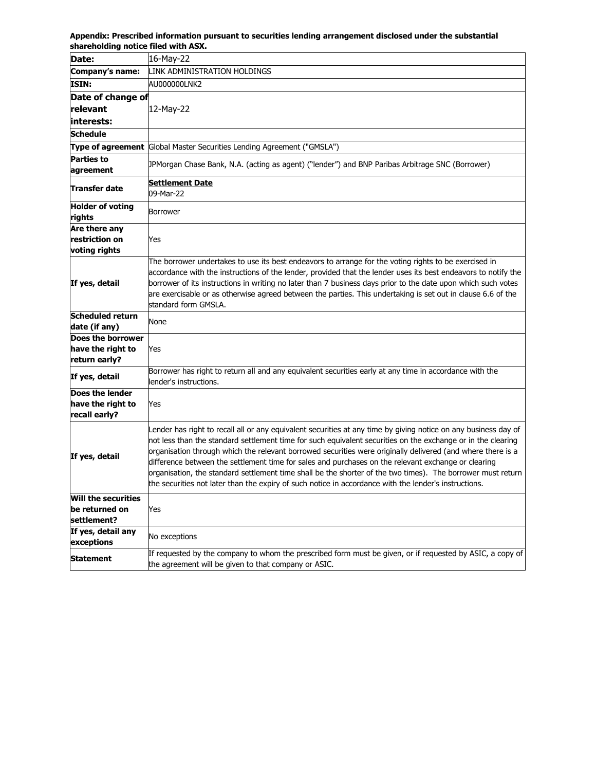**Appendix: Prescribed information pursuant to securities lending arrangement disclosed under the substantial shareholding notice filed with ASX.**

| **Date:** | 16-May-22 |
|---|---|
| **Company's name:** | LINK ADMINISTRATION HOLDINGS |
| **ISIN:** | AU000000LNK2 |
| **Date of change of relevant interests:** | 12-May-22 |
| **Schedule** | |
| **Type of agreement** | Global Master Securities Lending Agreement ("GMSLA") |
| **Parties to agreement** | JPMorgan Chase Bank, N.A. (acting as agent) ("lender") and BNP Paribas Arbitrage SNC (Borrower) |
| **Transfer date** | **Settlement Date**<br>09-Mar-22 |
| **Holder of voting rights** | Borrower |
| **Are there any restriction on voting rights** | Yes |
| **If yes, detail** | The borrower undertakes to use its best endeavors to arrange for the voting rights to be exercised in accordance with the instructions of the lender, provided that the lender uses its best endeavors to notify the borrower of its instructions in writing no later than 7 business days prior to the date upon which such votes are exercisable or as otherwise agreed between the parties. This undertaking is set out in clause 6.6 of the standard form GMSLA. |
| **Scheduled return date (if any)** | None |
| **Does the borrower have the right to return early?** | Yes |
| **If yes, detail** | Borrower has right to return all and any equivalent securities early at any time in accordance with the lender's instructions. |
| **Does the lender have the right to recall early?** | Yes |
| **If yes, detail** | Lender has right to recall all or any equivalent securities at any time by giving notice on any business day of not less than the standard settlement time for such equivalent securities on the exchange or in the clearing organisation through which the relevant borrowed securities were originally delivered (and where there is a difference between the settlement time for sales and purchases on the relevant exchange or clearing organisation, the standard settlement time shall be the shorter of the two times). The borrower must return the securities not later than the expiry of such notice in accordance with the lender's instructions. |
| **Will the securities be returned on settlement?** | Yes |
| **If yes, detail any exceptions** | No exceptions |
| **Statement** | If requested by the company to whom the prescribed form must be given, or if requested by ASIC, a copy of the agreement will be given to that company or ASIC. |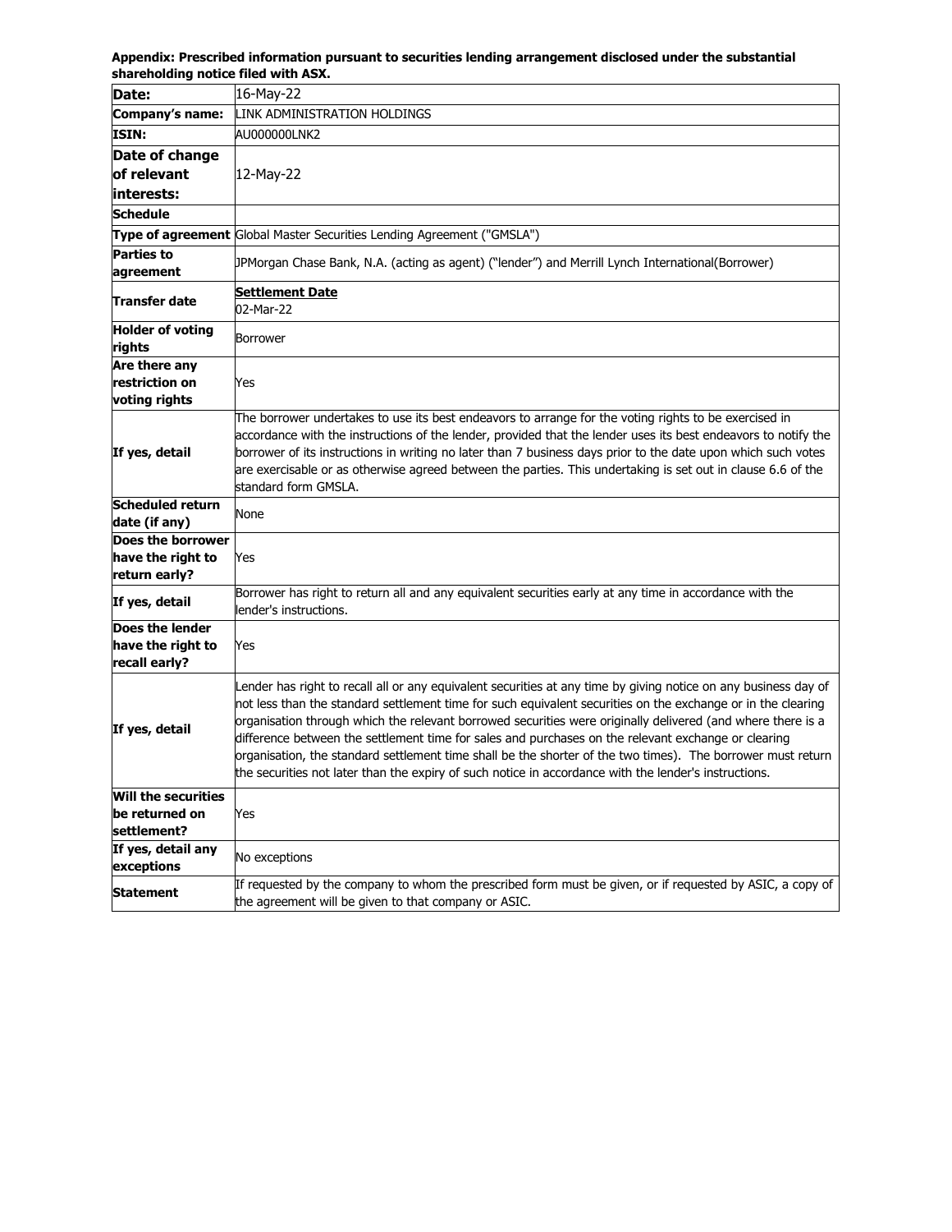**Appendix: Prescribed information pursuant to securities lending arrangement disclosed under the substantial shareholding notice filed with ASX.**

| | |
|---|---|
| **Date:** | 16-May-22 |
| **Company's name:** | LINK ADMINISTRATION HOLDINGS |
| **ISIN:** | AU000000LNK2 |
| **Date of change of relevant interests:** | 12-May-22 |
| **Schedule** | |
| **Type of agreement** | Global Master Securities Lending Agreement ("GMSLA") |
| **Parties to agreement** | JPMorgan Chase Bank, N.A. (acting as agent) ("lender") and Merrill Lynch International(Borrower) |
| **Transfer date** | **Settlement Date**<br>02-Mar-22 |
| **Holder of voting rights** | Borrower |
| **Are there any restriction on voting rights** | Yes |
| **If yes, detail** | The borrower undertakes to use its best endeavors to arrange for the voting rights to be exercised in accordance with the instructions of the lender, provided that the lender uses its best endeavors to notify the borrower of its instructions in writing no later than 7 business days prior to the date upon which such votes are exercisable or as otherwise agreed between the parties. This undertaking is set out in clause 6.6 of the standard form GMSLA. |
| **Scheduled return date (if any)** | None |
| **Does the borrower have the right to return early?** | Yes |
| **If yes, detail** | Borrower has right to return all and any equivalent securities early at any time in accordance with the lender's instructions. |
| **Does the lender have the right to recall early?** | Yes |
| **If yes, detail** | Lender has right to recall all or any equivalent securities at any time by giving notice on any business day of not less than the standard settlement time for such equivalent securities on the exchange or in the clearing organisation through which the relevant borrowed securities were originally delivered (and where there is a difference between the settlement time for sales and purchases on the relevant exchange or clearing organisation, the standard settlement time shall be the shorter of the two times). The borrower must return the securities not later than the expiry of such notice in accordance with the lender's instructions. |
| **Will the securities be returned on settlement?** | Yes |
| **If yes, detail any exceptions** | No exceptions |
| **Statement** | If requested by the company to whom the prescribed form must be given, or if requested by ASIC, a copy of the agreement will be given to that company or ASIC. |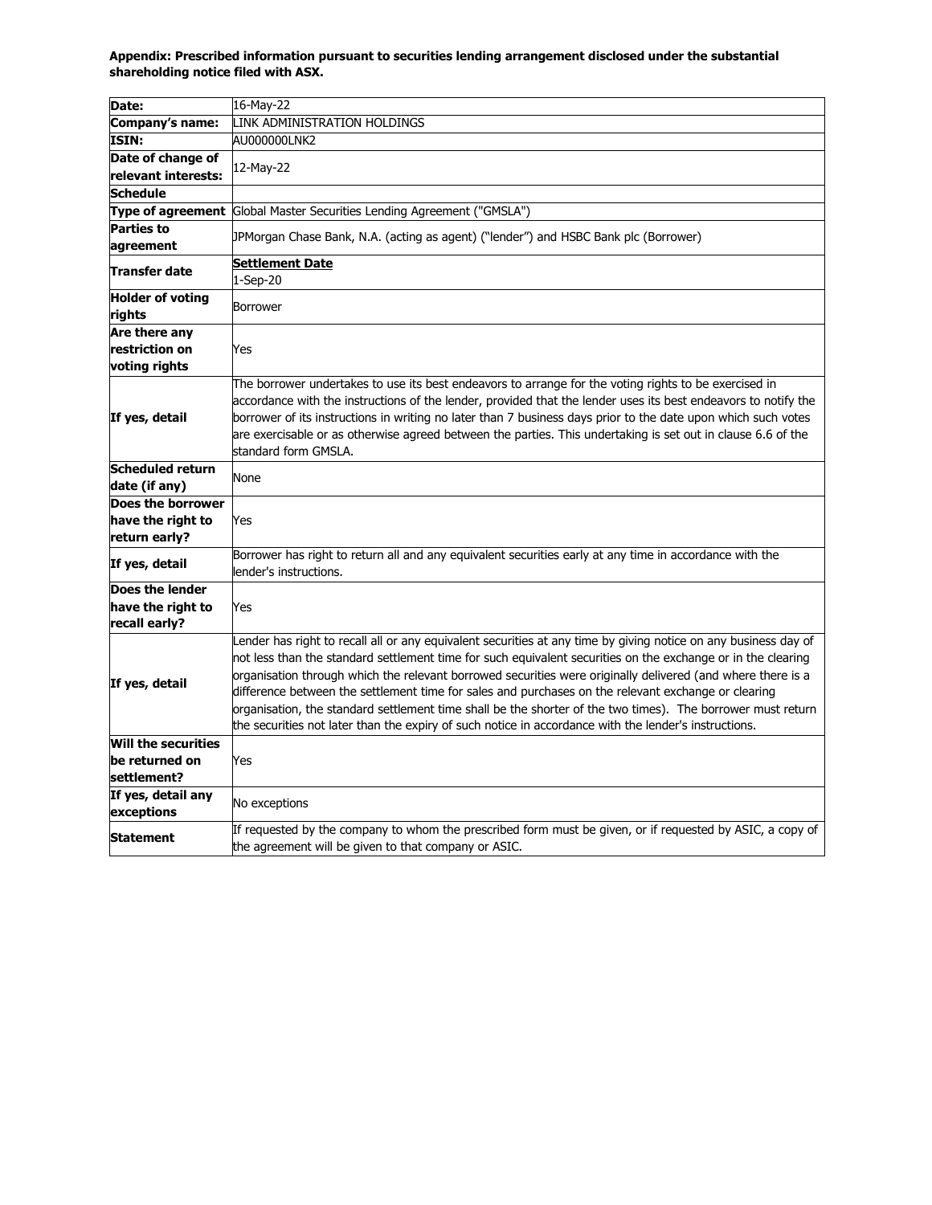**Appendix: Prescribed information pursuant to securities lending arrangement disclosed under the substantial shareholding notice filed with ASX.**

| | |
|---|---|
| **Date:** | 16-May-22 |
| **Company's name:** | LINK ADMINISTRATION HOLDINGS |
| **ISIN:** | AU000000LNK2 |
| **Date of change of relevant interests:** | 12-May-22 |
| **Schedule** | |
| **Type of agreement** | Global Master Securities Lending Agreement ("GMSLA") |
| **Parties to agreement** | JPMorgan Chase Bank, N.A. (acting as agent) ("lender") and HSBC Bank plc (Borrower) |
| **Transfer date** | **Settlement Date**<br>1-Sep-20 |
| **Holder of voting rights** | Borrower |
| **Are there any restriction on voting rights** | Yes |
| **If yes, detail** | The borrower undertakes to use its best endeavors to arrange for the voting rights to be exercised in accordance with the instructions of the lender, provided that the lender uses its best endeavors to notify the borrower of its instructions in writing no later than 7 business days prior to the date upon which such votes are exercisable or as otherwise agreed between the parties. This undertaking is set out in clause 6.6 of the standard form GMSLA. |
| **Scheduled return date (if any)** | None |
| **Does the borrower have the right to return early?** | Yes |
| **If yes, detail** | Borrower has right to return all and any equivalent securities early at any time in accordance with the lender's instructions. |
| **Does the lender have the right to recall early?** | Yes |
| **If yes, detail** | Lender has right to recall all or any equivalent securities at any time by giving notice on any business day of not less than the standard settlement time for such equivalent securities on the exchange or in the clearing organisation through which the relevant borrowed securities were originally delivered (and where there is a difference between the settlement time for sales and purchases on the relevant exchange or clearing organisation, the standard settlement time shall be the shorter of the two times). The borrower must return the securities not later than the expiry of such notice in accordance with the lender's instructions. |
| **Will the securities be returned on settlement?** | Yes |
| **If yes, detail any exceptions** | No exceptions |
| **Statement** | If requested by the company to whom the prescribed form must be given, or if requested by ASIC, a copy of the agreement will be given to that company or ASIC. |